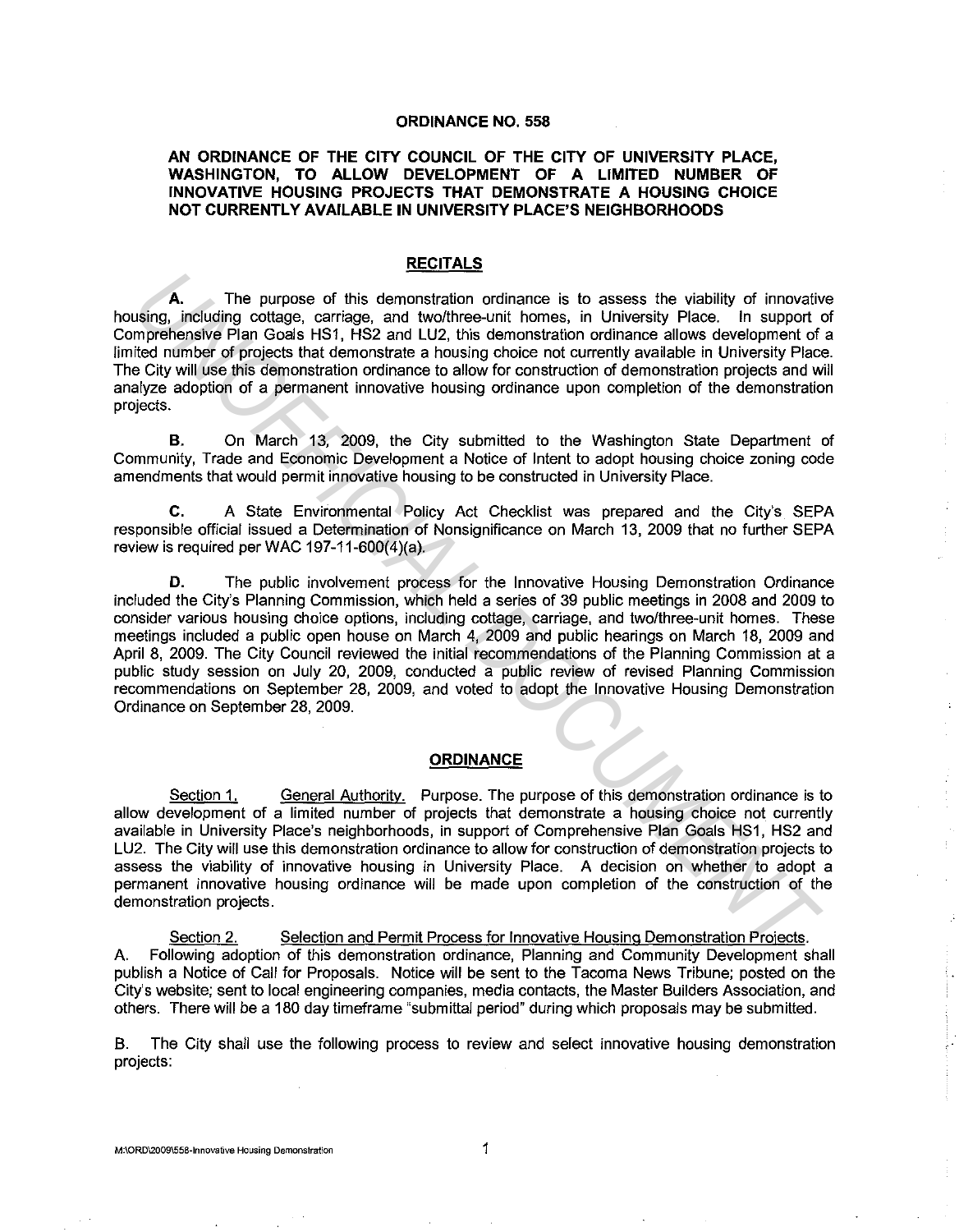# ORDINANCE NO. 558

## AN ORDINANCE OF THE CITY COUNCIL OF THE CITY OF UNIVERSITY PLACE, WASHINGTON, TO ALLOW DEVELOPMENT OF A LIMITED NUMBER OF INNOVATIVE HOUSING PROJECTS THAT DEMONSTRATE A HOUSING CHOICE NOT CURRENTLY AVAILABLE IN UNIVERSITY PLACE'S NEIGHBORHOODS

## RECITALS

**A.** The purpose of this demonstration ordinance is to assess the viability of innovative housing, including cottage, carriage, and two/three-unit homes, in University Place. In support of Comprehensive Plan Goals HS1, HS2 and LU2, this demonstration ordinance allows development of a limited number of projects that demonstrate a housing choice not currently available in University Place. The City will use this demonstration ordinance to allow for construction of demonstration projects and will analyze adoption of a permanent innovative housing ordinance upon completion of the demonstration projects.

**B.** On March 13, 2009, the City submitted to the Washington State Department of Community, Trade and Economic Development a Notice of Intent to adopt housing choice zoning code amendments that would permit innovative housing to be constructed in University Place.

**C.** A State Environmental Policy Act Checklist was prepared and the City's SEPA responsible official issued a Determination of Nonsignificance on March 13, 2009 that no further SEPA review is required per WAC 197-11-600(4)(a).

**D.** The public involvement process for the Innovative Housing Demonstration Ordinance included the City's Planning Commission, which held a series of 39 public meetings in 2008 and 2009 to consider various housing choice options, including cottage, carriage, and two/three-unit homes. These meetings included a public open house on March 4, 2009 and public hearings on March 18, 2009 and April 8, 2009. The City Council reviewed the initial recommendations of the Planning Commission at a public study session on July 20, 2009, conducted a public review of revised Planning Commission recommendations on September 28, 2009, and voted to adopt the Innovative Housing Demonstration Ordinance on September 28, 2009.

## ORDINANCE

Section 1. General Authority. Purpose. The purpose of this demonstration ordinance is to allow development of a limited number of projects that demonstrate a housing choice not currently available in University Place's neighborhoods, in support of Comprehensive Plan Goals HS1, HS2 and LU2. The City will use this demonstration ordinance to allow for construction of demonstration projects to assess the viability of innovative housing in University Place. A decision on whether to adopt a permanent innovative housing ordinance will be made upon completion of the construction of the demonstration projects.

Section 2. Selection and Permit Process for Innovative Housing Demonstration Projects.

A. Following adoption of this demonstration ordinance, Planning and Community Development shall publish a Notice of Call for Proposals. Notice will be sent to the Tacoma News Tribune; posted on the City's website; sent to local engineering companies, media contacts, the Master Builders Association, and others. There will be a 180 day timeframe "submittal period" during which proposals may be submitted.

B. The City shall use the following process to review and select innovative housing demonstration projects: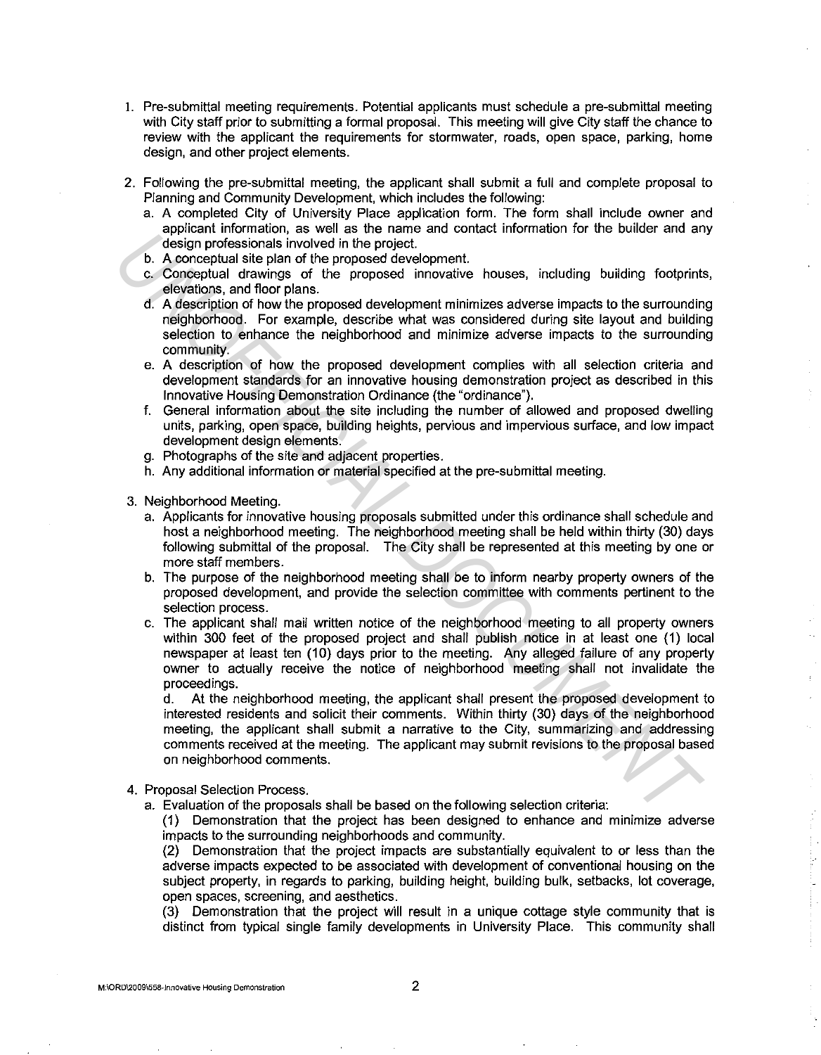1. Pre-submittal meeting requirements. Potential applicants must schedule a pre-submittal meeting with City staff prior to submitting a formal proposal. This meeting will give City staff the chance to review with the applicant the requirements for stormwater, roads, open space, parking, home design, and other project elements.

2. Following the pre-submittal meeting, the applicant shall submit a full and complete proposal to Planning and Community Development, which includes the following:
   a. A completed City of University Place application form. The form shall include owner and applicant information, as well as the name and contact information for the builder and any design professionals involved in the project.
   b. A conceptual site plan of the proposed development.
   c. Conceptual drawings of the proposed innovative houses, including building footprints, elevations, and floor plans.
   d. A description of how the proposed development minimizes adverse impacts to the surrounding neighborhood. For example, describe what was considered during site layout and building selection to enhance the neighborhood and minimize adverse impacts to the surrounding community.
   e. A description of how the proposed development complies with all selection criteria and development standards for an innovative housing demonstration project as described in this Innovative Housing Demonstration Ordinance (the "ordinance").
   f. General information about the site including the number of allowed and proposed dwelling units, parking, open space, building heights, pervious and impervious surface, and low impact development design elements.
   g. Photographs of the site and adjacent properties.
   h. Any additional information or material specified at the pre-submittal meeting.

3. Neighborhood Meeting.
   a. Applicants for innovative housing proposals submitted under this ordinance shall schedule and host a neighborhood meeting. The neighborhood meeting shall be held within thirty (30) days following submittal of the proposal. The City shall be represented at this meeting by one or more staff members.
   b. The purpose of the neighborhood meeting shall be to inform nearby property owners of the proposed development, and provide the selection committee with comments pertinent to the selection process.
   c. The applicant shall mail written notice of the neighborhood meeting to all property owners within 300 feet of the proposed project and shall publish notice in at least one (1) local newspaper at least ten (10) days prior to the meeting. Any alleged failure of any property owner to actually receive the notice of neighborhood meeting shall not invalidate the proceedings.
   d. At the neighborhood meeting, the applicant shall present the proposed development to interested residents and solicit their comments. Within thirty (30) days of the neighborhood meeting, the applicant shall submit a narrative to the City, summarizing and addressing comments received at the meeting. The applicant may submit revisions to the proposal based on neighborhood comments.

4. Proposal Selection Process.
   a. Evaluation of the proposals shall be based on the following selection criteria:
   (1) Demonstration that the project has been designed to enhance and minimize adverse impacts to the surrounding neighborhoods and community.
   (2) Demonstration that the project impacts are substantially equivalent to or less than the adverse impacts expected to be associated with development of conventional housing on the subject property, in regards to parking, building height, building bulk, setbacks, lot coverage, open spaces, screening, and aesthetics.
   (3) Demonstration that the project will result in a unique cottage style community that is distinct from typical single family developments in University Place. This community shall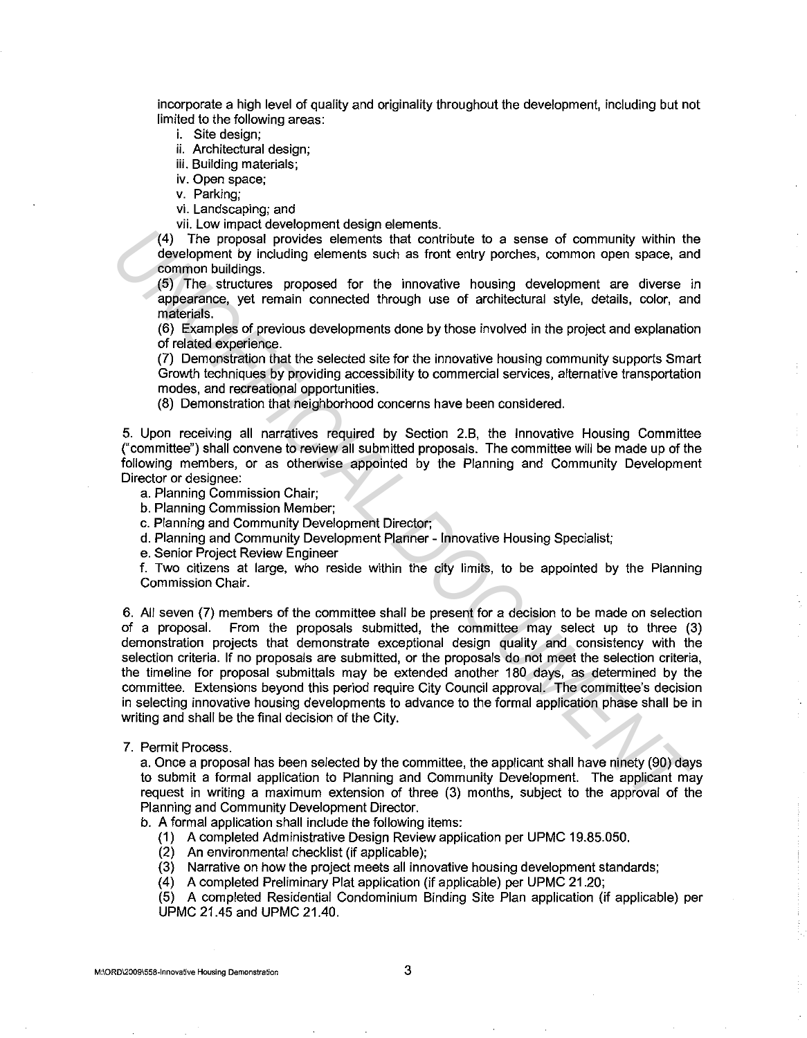incorporate a high level of quality and originality throughout the development, including but not limited to the following areas:

i. Site design;
ii. Architectural design;
iii. Building materials;
iv. Open space;
v. Parking;
vi. Landscaping; and
vii. Low impact development design elements.

(4) The proposal provides elements that contribute to a sense of community within the development by including elements such as front entry porches, common open space, and common buildings.

(5) The structures proposed for the innovative housing development are diverse in appearance, yet remain connected through use of architectural style, details, color, and materials.

(6) Examples of previous developments done by those involved in the project and explanation of related experience.

(7) Demonstration that the selected site for the innovative housing community supports Smart Growth techniques by providing accessibility to commercial services, alternative transportation modes, and recreational opportunities.

(8) Demonstration that neighborhood concerns have been considered.

5. Upon receiving all narratives required by Section 2.B, the Innovative Housing Committee ("committee") shall convene to review all submitted proposals. The committee will be made up of the following members, or as otherwise appointed by the Planning and Community Development Director or designee:

a. Planning Commission Chair;
b. Planning Commission Member;
c. Planning and Community Development Director;
d. Planning and Community Development Planner - Innovative Housing Specialist;
e. Senior Project Review Engineer
f. Two citizens at large, who reside within the city limits, to be appointed by the Planning Commission Chair.

6. All seven (7) members of the committee shall be present for a decision to be made on selection of a proposal. From the proposals submitted, the committee may select up to three (3) demonstration projects that demonstrate exceptional design quality and consistency with the selection criteria. If no proposals are submitted, or the proposals do not meet the selection criteria, the timeline for proposal submittals may be extended another 180 days, as determined by the committee. Extensions beyond this period require City Council approval. The committee's decision in selecting innovative housing developments to advance to the formal application phase shall be in writing and shall be the final decision of the City.

7. Permit Process.

a. Once a proposal has been selected by the committee, the applicant shall have ninety (90) days to submit a formal application to Planning and Community Development. The applicant may request in writing a maximum extension of three (3) months, subject to the approval of the Planning and Community Development Director.

b. A formal application shall include the following items:

(1) A completed Administrative Design Review application per UPMC 19.85.050.
(2) An environmental checklist (if applicable);
(3) Narrative on how the project meets all innovative housing development standards;
(4) A completed Preliminary Plat application (if applicable) per UPMC 21.20;
(5) A completed Residential Condominium Binding Site Plan application (if applicable) per UPMC 21.45 and UPMC 21.40.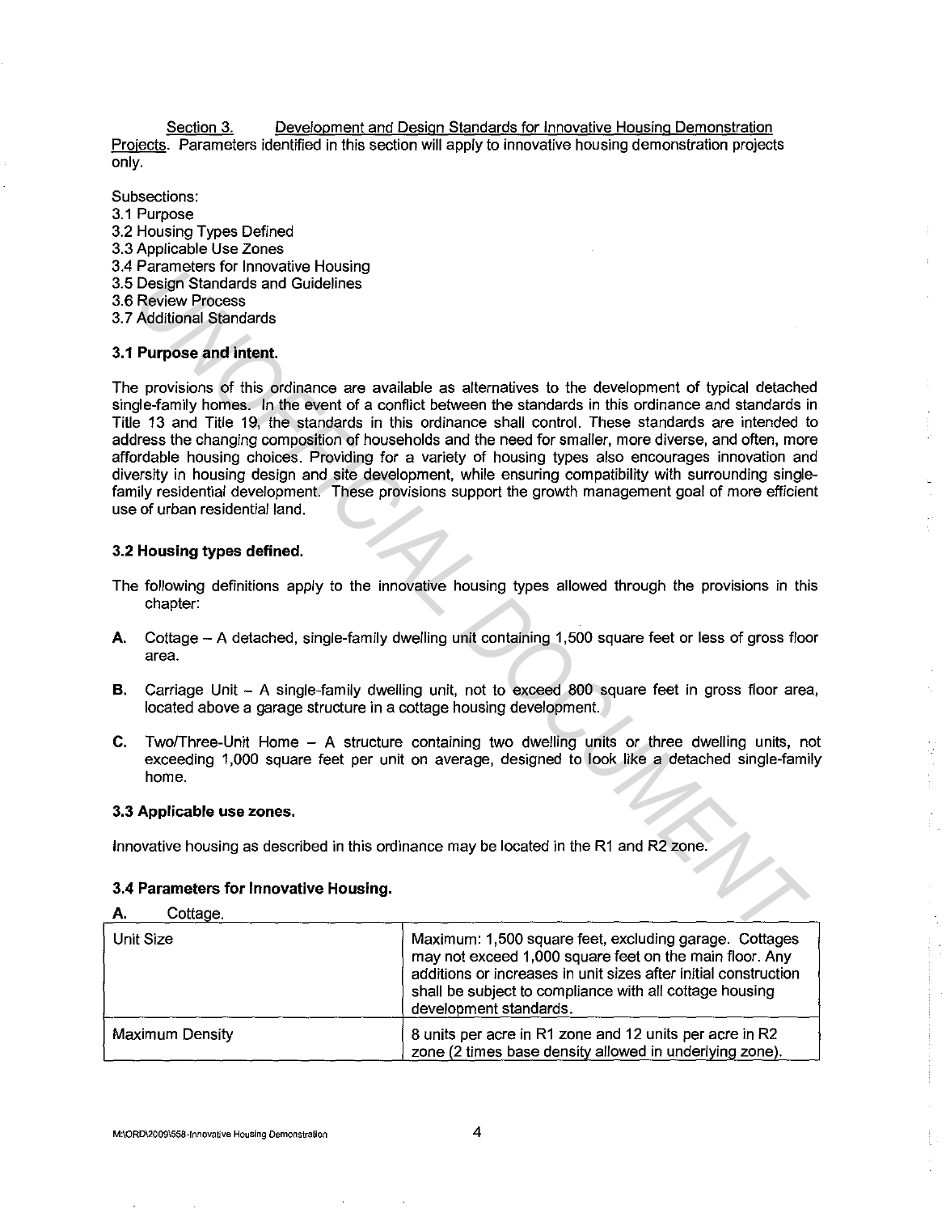Section 3. Development and Design Standards for Innovative Housing Demonstration Projects. Parameters identified in this section will apply to innovative housing demonstration projects only.

Subsections:
3.1 Purpose
3.2 Housing Types Defined
3.3 Applicable Use Zones
3.4 Parameters for Innovative Housing
3.5 Design Standards and Guidelines
3.6 Review Process
3.7 Additional Standards

### 3.1 Purpose and intent.

The provisions of this ordinance are available as alternatives to the development of typical detached single-family homes. In the event of a conflict between the standards in this ordinance and standards in Title 13 and Title 19, the standards in this ordinance shall control. These standards are intended to address the changing composition of households and the need for smaller, more diverse, and often, more affordable housing choices. Providing for a variety of housing types also encourages innovation and diversity in housing design and site development, while ensuring compatibility with surrounding single-family residential development. These provisions support the growth management goal of more efficient use of urban residential land.

### 3.2 Housing types defined.

The following definitions apply to the innovative housing types allowed through the provisions in this chapter:

**A.** Cottage – A detached, single-family dwelling unit containing 1,500 square feet or less of gross floor area.

**B.** Carriage Unit – A single-family dwelling unit, not to exceed 800 square feet in gross floor area, located above a garage structure in a cottage housing development.

**C.** Two/Three-Unit Home – A structure containing two dwelling units or three dwelling units, not exceeding 1,000 square feet per unit on average, designed to look like a detached single-family home.

### 3.3 Applicable use zones.

Innovative housing as described in this ordinance may be located in the R1 and R2 zone.

### 3.4 Parameters for Innovative Housing.

**A.** Cottage.

| Unit Size | Maximum: 1,500 square feet, excluding garage. Cottages may not exceed 1,000 square feet on the main floor. Any additions or increases in unit sizes after initial construction shall be subject to compliance with all cottage housing development standards. |
|---|---|
| Maximum Density | 8 units per acre in R1 zone and 12 units per acre in R2 zone (2 times base density allowed in underlying zone). |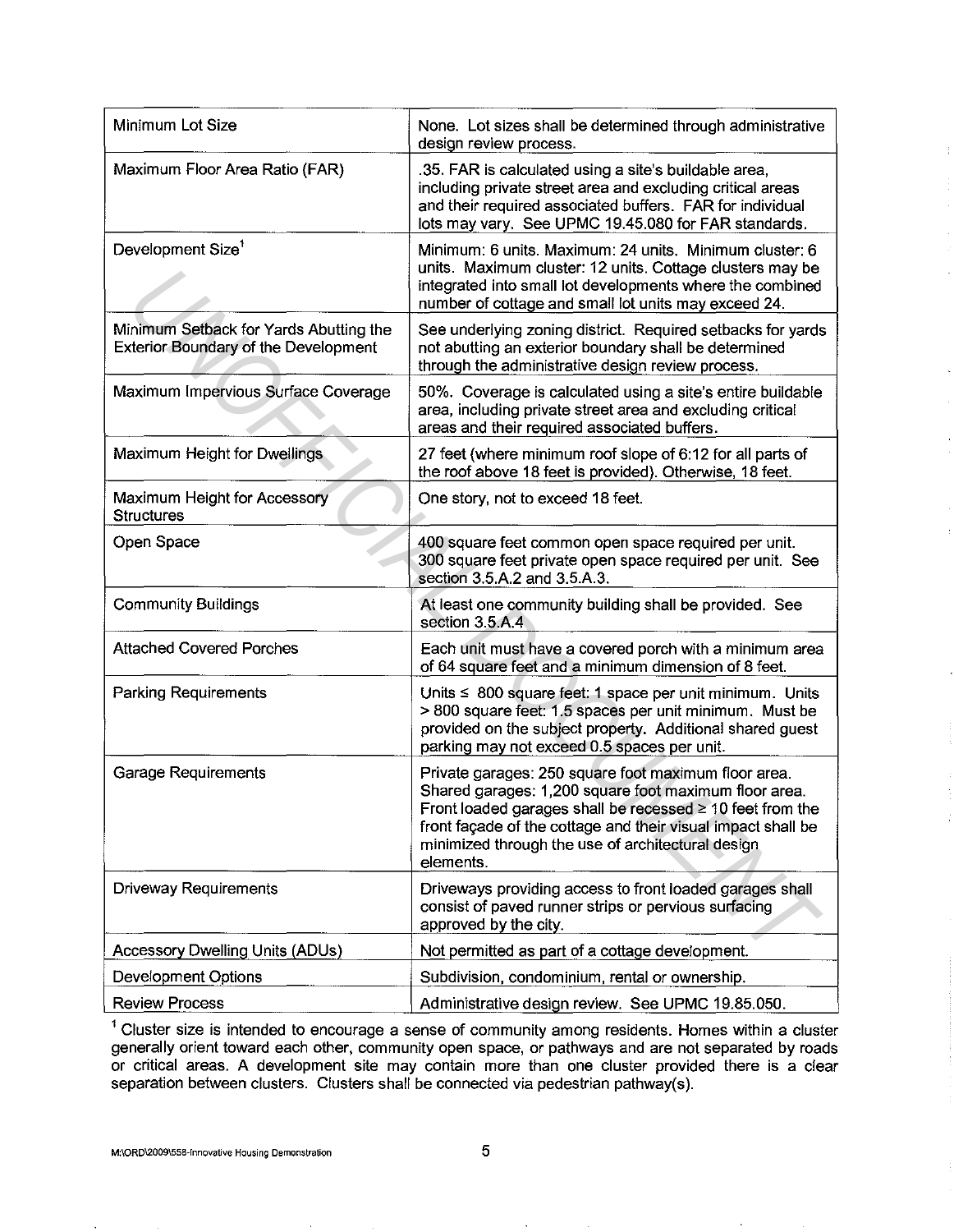| Minimum Lot Size | None. Lot sizes shall be determined through administrative design review process. |
|---|---|
| Maximum Floor Area Ratio (FAR) | .35. FAR is calculated using a site's buildable area, including private street area and excluding critical areas and their required associated buffers. FAR for individual lots may vary. See UPMC 19.45.080 for FAR standards. |
| Development Size[1] | Minimum: 6 units. Maximum: 24 units. Minimum cluster: 6 units. Maximum cluster: 12 units. Cottage clusters may be integrated into small lot developments where the combined number of cottage and small lot units may exceed 24. |
| Minimum Setback for Yards Abutting the Exterior Boundary of the Development | See underlying zoning district. Required setbacks for yards not abutting an exterior boundary shall be determined through the administrative design review process. |
| Maximum Impervious Surface Coverage | 50%. Coverage is calculated using a site's entire buildable area, including private street area and excluding critical areas and their required associated buffers. |
| Maximum Height for Dwellings | 27 feet (where minimum roof slope of 6:12 for all parts of the roof above 18 feet is provided). Otherwise, 18 feet. |
| Maximum Height for Accessory Structures | One story, not to exceed 18 feet. |
| Open Space | 400 square feet common open space required per unit. 300 square feet private open space required per unit. See section 3.5.A.2 and 3.5.A.3. |
| Community Buildings | At least one community building shall be provided. See section 3.5.A.4 |
| Attached Covered Porches | Each unit must have a covered porch with a minimum area of 64 square feet and a minimum dimension of 8 feet. |
| Parking Requirements | Units ≤ 800 square feet: 1 space per unit minimum. Units > 800 square feet: 1.5 spaces per unit minimum. Must be provided on the subject property. Additional shared guest parking may not exceed 0.5 spaces per unit. |
| Garage Requirements | Private garages: 250 square foot maximum floor area. Shared garages: 1,200 square foot maximum floor area. Front loaded garages shall be recessed ≥ 10 feet from the front façade of the cottage and their visual impact shall be minimized through the use of architectural design elements. |
| Driveway Requirements | Driveways providing access to front loaded garages shall consist of paved runner strips or pervious surfacing approved by the city. |
| Accessory Dwelling Units (ADUs) | Not permitted as part of a cottage development. |
| Development Options | Subdivision, condominium, rental or ownership. |
| Review Process | Administrative design review. See UPMC 19.85.050. |

[1] Cluster size is intended to encourage a sense of community among residents. Homes within a cluster generally orient toward each other, community open space, or pathways and are not separated by roads or critical areas. A development site may contain more than one cluster provided there is a clear separation between clusters. Clusters shall be connected via pedestrian pathway(s).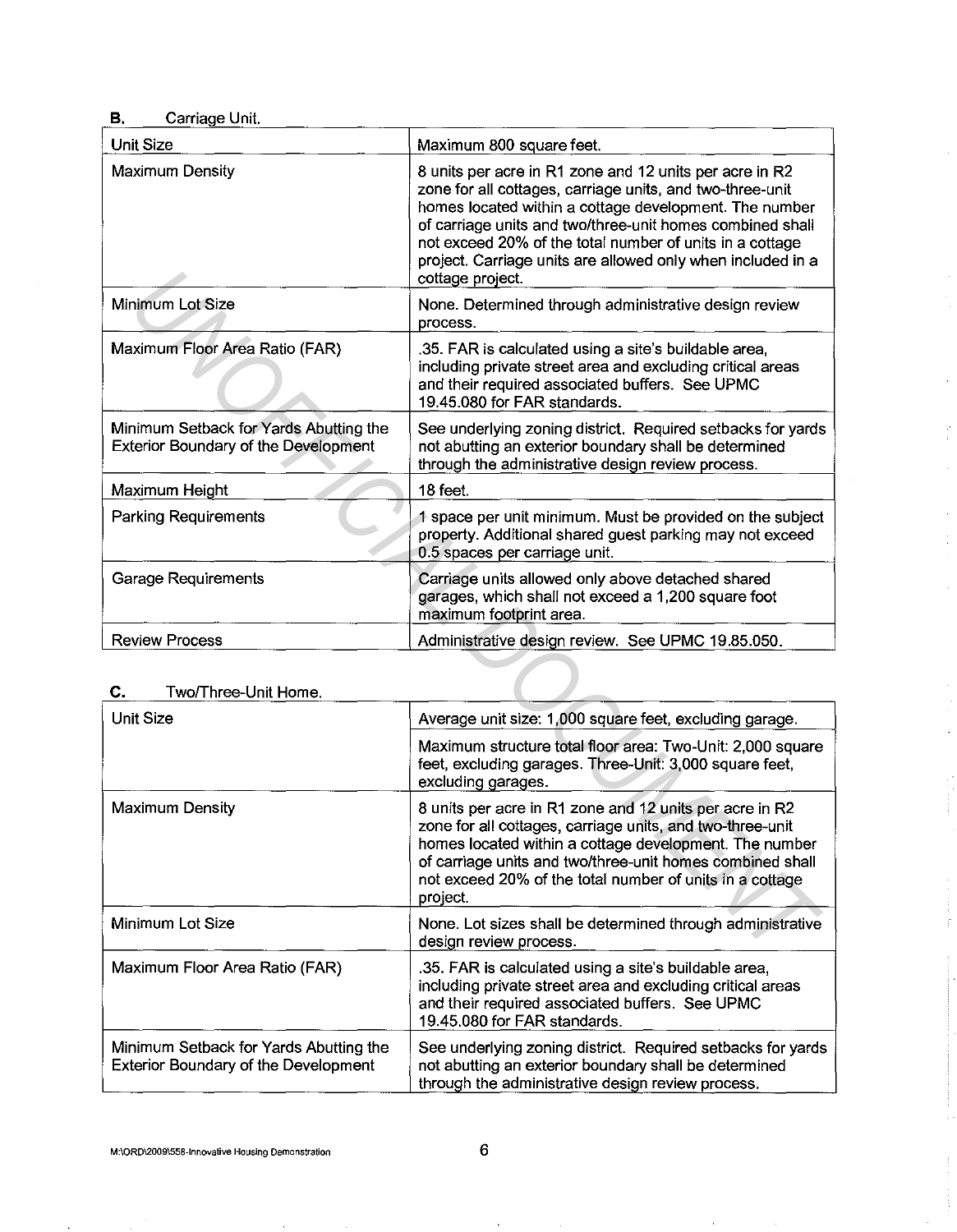**B.** Carriage Unit.

| Unit Size | Maximum 800 square feet. |
|---|---|
| Maximum Density | 8 units per acre in R1 zone and 12 units per acre in R2 zone for all cottages, carriage units, and two-three-unit homes located within a cottage development. The number of carriage units and two/three-unit homes combined shall not exceed 20% of the total number of units in a cottage project. Carriage units are allowed only when included in a cottage project. |
| Minimum Lot Size | None. Determined through administrative design review process. |
| Maximum Floor Area Ratio (FAR) | .35. FAR is calculated using a site's buildable area, including private street area and excluding critical areas and their required associated buffers. See UPMC 19.45.080 for FAR standards. |
| Minimum Setback for Yards Abutting the Exterior Boundary of the Development | See underlying zoning district. Required setbacks for yards not abutting an exterior boundary shall be determined through the administrative design review process. |
| Maximum Height | 18 feet. |
| Parking Requirements | 1 space per unit minimum. Must be provided on the subject property. Additional shared guest parking may not exceed 0.5 spaces per carriage unit. |
| Garage Requirements | Carriage units allowed only above detached shared garages, which shall not exceed a 1,200 square foot maximum footprint area. |
| Review Process | Administrative design review. See UPMC 19.85.050. |

**C.** Two/Three-Unit Home.

| Unit Size | Average unit size: 1,000 square feet, excluding garage. |
|---|---|
| | Maximum structure total floor area: Two-Unit: 2,000 square feet, excluding garages. Three-Unit: 3,000 square feet, excluding garages. |
| Maximum Density | 8 units per acre in R1 zone and 12 units per acre in R2 zone for all cottages, carriage units, and two-three-unit homes located within a cottage development. The number of carriage units and two/three-unit homes combined shall not exceed 20% of the total number of units in a cottage project. |
| Minimum Lot Size | None. Lot sizes shall be determined through administrative design review process. |
| Maximum Floor Area Ratio (FAR) | .35. FAR is calculated using a site's buildable area, including private street area and excluding critical areas and their required associated buffers. See UPMC 19.45.080 for FAR standards. |
| Minimum Setback for Yards Abutting the Exterior Boundary of the Development | See underlying zoning district. Required setbacks for yards not abutting an exterior boundary shall be determined through the administrative design review process. |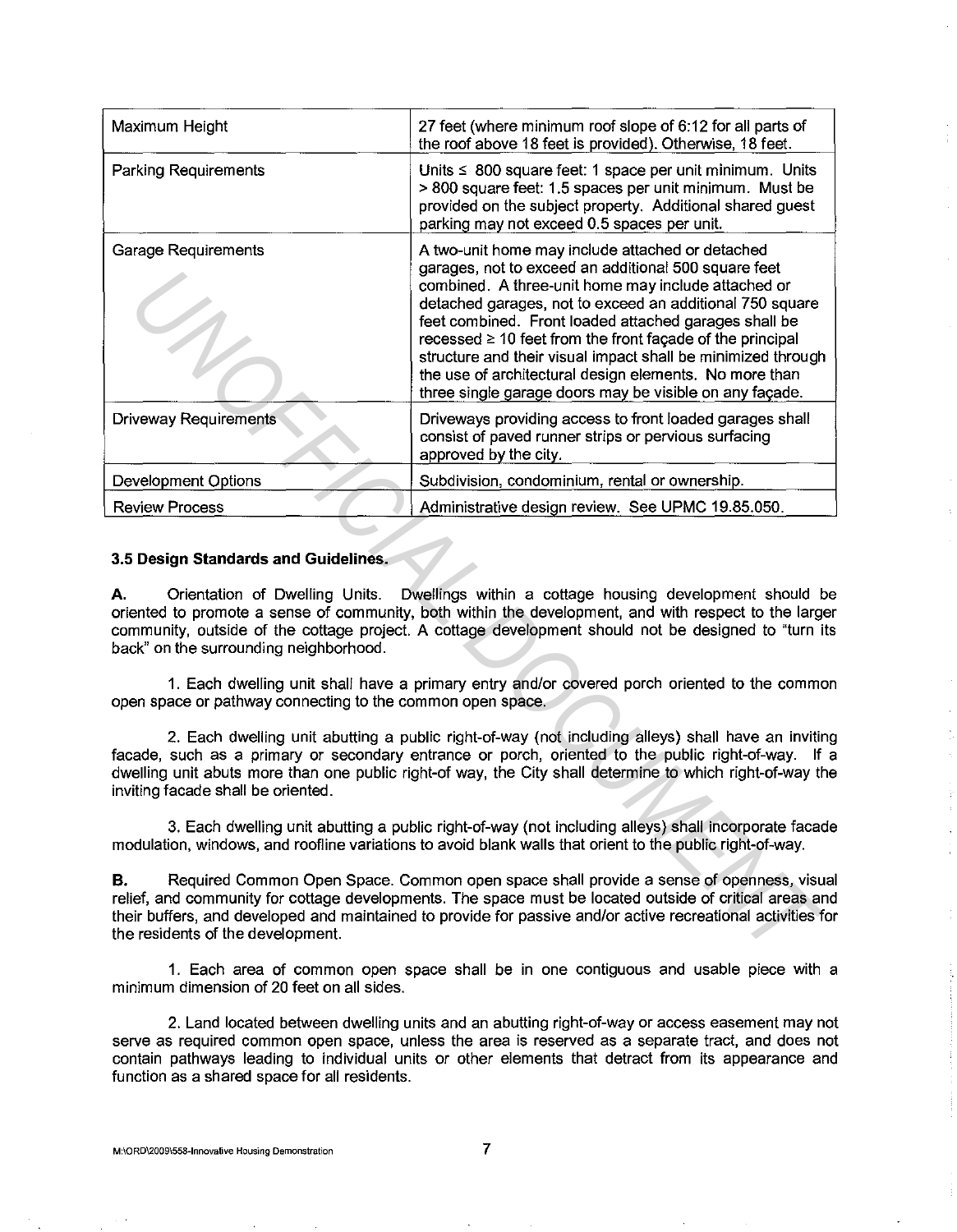| Maximum Height | 27 feet (where minimum roof slope of 6:12 for all parts of the roof above 18 feet is provided). Otherwise, 18 feet. |
| --- | --- |
| Parking Requirements | Units ≤ 800 square feet: 1 space per unit minimum. Units > 800 square feet: 1.5 spaces per unit minimum. Must be provided on the subject property. Additional shared guest parking may not exceed 0.5 spaces per unit. |
| Garage Requirements | A two-unit home may include attached or detached garages, not to exceed an additional 500 square feet combined. A three-unit home may include attached or detached garages, not to exceed an additional 750 square feet combined. Front loaded attached garages shall be recessed ≥ 10 feet from the front façade of the principal structure and their visual impact shall be minimized through the use of architectural design elements. No more than three single garage doors may be visible on any façade. |
| Driveway Requirements | Driveways providing access to front loaded garages shall consist of paved runner strips or pervious surfacing approved by the city. |
| Development Options | Subdivision, condominium, rental or ownership. |
| Review Process | Administrative design review. See UPMC 19.85.050. |

### 3.5 Design Standards and Guidelines.

**A.** Orientation of Dwelling Units. Dwellings within a cottage housing development should be oriented to promote a sense of community, both within the development, and with respect to the larger community, outside of the cottage project. A cottage development should not be designed to "turn its back" on the surrounding neighborhood.

1. Each dwelling unit shall have a primary entry and/or covered porch oriented to the common open space or pathway connecting to the common open space.

2. Each dwelling unit abutting a public right-of-way (not including alleys) shall have an inviting facade, such as a primary or secondary entrance or porch, oriented to the public right-of-way. If a dwelling unit abuts more than one public right-of way, the City shall determine to which right-of-way the inviting facade shall be oriented.

3. Each dwelling unit abutting a public right-of-way (not including alleys) shall incorporate facade modulation, windows, and roofline variations to avoid blank walls that orient to the public right-of-way.

**B.** Required Common Open Space. Common open space shall provide a sense of openness, visual relief, and community for cottage developments. The space must be located outside of critical areas and their buffers, and developed and maintained to provide for passive and/or active recreational activities for the residents of the development.

1. Each area of common open space shall be in one contiguous and usable piece with a minimum dimension of 20 feet on all sides.

2. Land located between dwelling units and an abutting right-of-way or access easement may not serve as required common open space, unless the area is reserved as a separate tract, and does not contain pathways leading to individual units or other elements that detract from its appearance and function as a shared space for all residents.

M:\ORD\2009\558-Innovative Housing Demonstration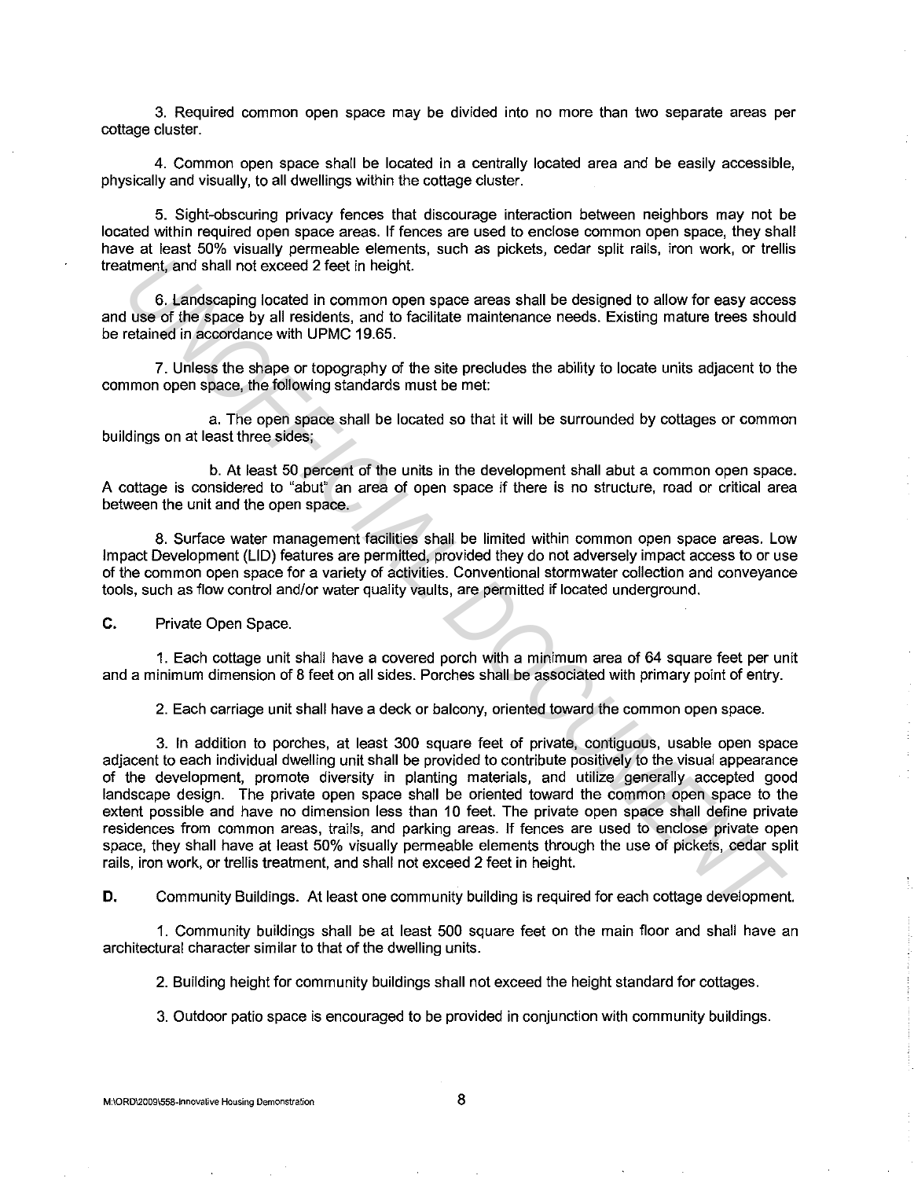3. Required common open space may be divided into no more than two separate areas per cottage cluster.

4. Common open space shall be located in a centrally located area and be easily accessible, physically and visually, to all dwellings within the cottage cluster.

5. Sight-obscuring privacy fences that discourage interaction between neighbors may not be located within required open space areas. If fences are used to enclose common open space, they shall have at least 50% visually permeable elements, such as pickets, cedar split rails, iron work, or trellis treatment, and shall not exceed 2 feet in height.

6. Landscaping located in common open space areas shall be designed to allow for easy access and use of the space by all residents, and to facilitate maintenance needs. Existing mature trees should be retained in accordance with UPMC 19.65.

7. Unless the shape or topography of the site precludes the ability to locate units adjacent to the common open space, the following standards must be met:

a. The open space shall be located so that it will be surrounded by cottages or common buildings on at least three sides;

b. At least 50 percent of the units in the development shall abut a common open space. A cottage is considered to "abut" an area of open space if there is no structure, road or critical area between the unit and the open space.

8. Surface water management facilities shall be limited within common open space areas. Low Impact Development (LID) features are permitted, provided they do not adversely impact access to or use of the common open space for a variety of activities. Conventional stormwater collection and conveyance tools, such as flow control and/or water quality vaults, are permitted if located underground.

**C.** Private Open Space.

1. Each cottage unit shall have a covered porch with a minimum area of 64 square feet per unit and a minimum dimension of 8 feet on all sides. Porches shall be associated with primary point of entry.

2. Each carriage unit shall have a deck or balcony, oriented toward the common open space.

3. In addition to porches, at least 300 square feet of private, contiguous, usable open space adjacent to each individual dwelling unit shall be provided to contribute positively to the visual appearance of the development, promote diversity in planting materials, and utilize generally accepted good landscape design. The private open space shall be oriented toward the common open space to the extent possible and have no dimension less than 10 feet. The private open space shall define private residences from common areas, trails, and parking areas. If fences are used to enclose private open space, they shall have at least 50% visually permeable elements through the use of pickets, cedar split rails, iron work, or trellis treatment, and shall not exceed 2 feet in height.

**D.** Community Buildings. At least one community building is required for each cottage development.

1. Community buildings shall be at least 500 square feet on the main floor and shall have an architectural character similar to that of the dwelling units.

2. Building height for community buildings shall not exceed the height standard for cottages.

3. Outdoor patio space is encouraged to be provided in conjunction with community buildings.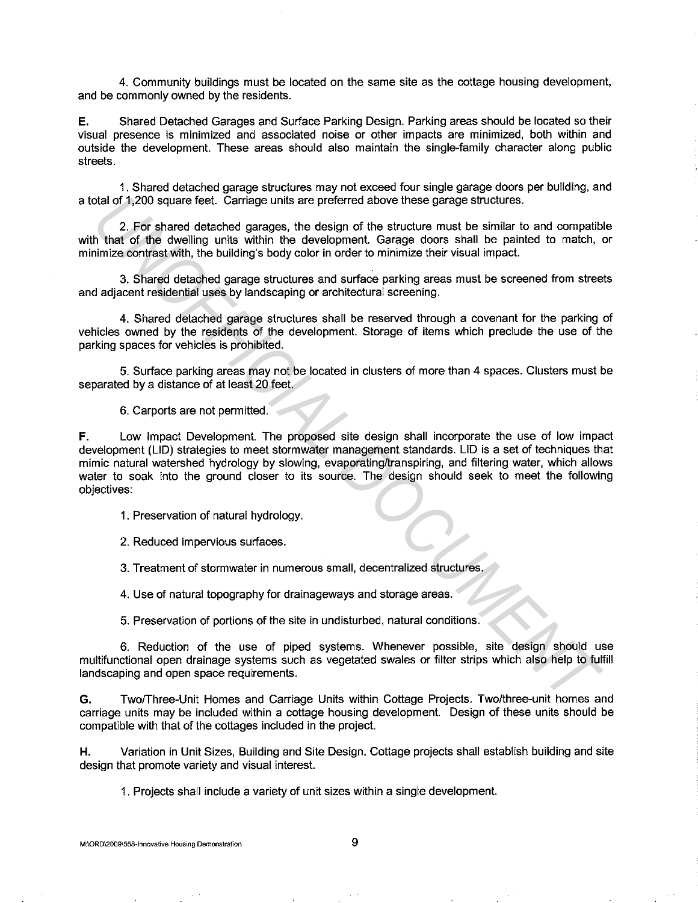4. Community buildings must be located on the same site as the cottage housing development, and be commonly owned by the residents.

**E.** Shared Detached Garages and Surface Parking Design. Parking areas should be located so their visual presence is minimized and associated noise or other impacts are minimized, both within and outside the development. These areas should also maintain the single-family character along public streets.

1. Shared detached garage structures may not exceed four single garage doors per building, and a total of 1,200 square feet. Carriage units are preferred above these garage structures.

2. For shared detached garages, the design of the structure must be similar to and compatible with that of the dwelling units within the development. Garage doors shall be painted to match, or minimize contrast with, the building's body color in order to minimize their visual impact.

3. Shared detached garage structures and surface parking areas must be screened from streets and adjacent residential uses by landscaping or architectural screening.

4. Shared detached garage structures shall be reserved through a covenant for the parking of vehicles owned by the residents of the development. Storage of items which preclude the use of the parking spaces for vehicles is prohibited.

5. Surface parking areas may not be located in clusters of more than 4 spaces. Clusters must be separated by a distance of at least 20 feet.

6. Carports are not permitted.

**F.** Low Impact Development. The proposed site design shall incorporate the use of low impact development (LID) strategies to meet stormwater management standards. LID is a set of techniques that mimic natural watershed hydrology by slowing, evaporating/transpiring, and filtering water, which allows water to soak into the ground closer to its source. The design should seek to meet the following objectives:

1. Preservation of natural hydrology.

2. Reduced impervious surfaces.

3. Treatment of stormwater in numerous small, decentralized structures.

4. Use of natural topography for drainageways and storage areas.

5. Preservation of portions of the site in undisturbed, natural conditions.

6. Reduction of the use of piped systems. Whenever possible, site design should use multifunctional open drainage systems such as vegetated swales or filter strips which also help to fulfill landscaping and open space requirements.

**G.** Two/Three-Unit Homes and Carriage Units within Cottage Projects. Two/three-unit homes and carriage units may be included within a cottage housing development. Design of these units should be compatible with that of the cottages included in the project.

**H.** Variation in Unit Sizes, Building and Site Design. Cottage projects shall establish building and site design that promote variety and visual interest.

1. Projects shall include a variety of unit sizes within a single development.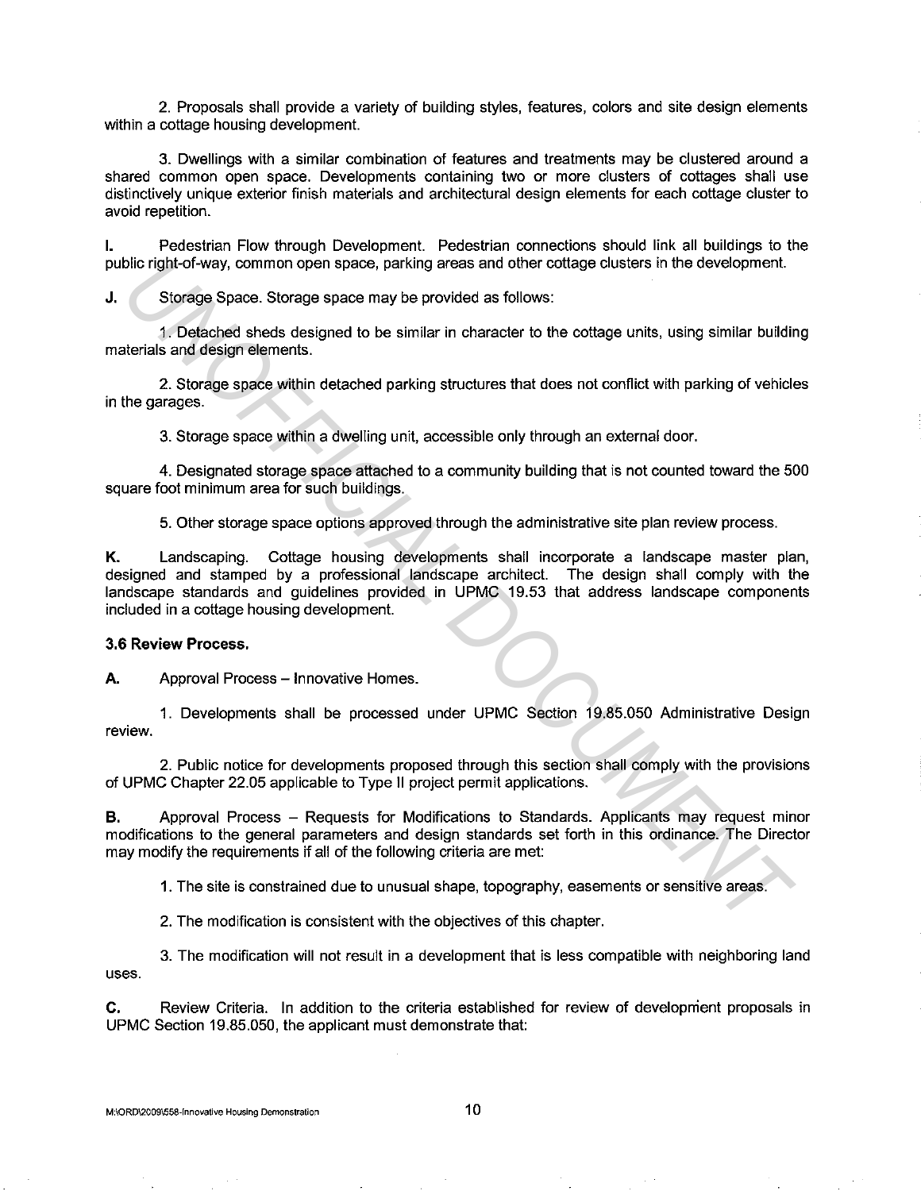2. Proposals shall provide a variety of building styles, features, colors and site design elements within a cottage housing development.

3. Dwellings with a similar combination of features and treatments may be clustered around a shared common open space. Developments containing two or more clusters of cottages shall use distinctively unique exterior finish materials and architectural design elements for each cottage cluster to avoid repetition.

**I.** Pedestrian Flow through Development. Pedestrian connections should link all buildings to the public right-of-way, common open space, parking areas and other cottage clusters in the development.

**J.** Storage Space. Storage space may be provided as follows:

1. Detached sheds designed to be similar in character to the cottage units, using similar building materials and design elements.

2. Storage space within detached parking structures that does not conflict with parking of vehicles in the garages.

3. Storage space within a dwelling unit, accessible only through an external door.

4. Designated storage space attached to a community building that is not counted toward the 500 square foot minimum area for such buildings.

5. Other storage space options approved through the administrative site plan review process.

**K.** Landscaping. Cottage housing developments shall incorporate a landscape master plan, designed and stamped by a professional landscape architect. The design shall comply with the landscape standards and guidelines provided in UPMC 19.53 that address landscape components included in a cottage housing development.

**3.6 Review Process.**

**A.** Approval Process – Innovative Homes.

1. Developments shall be processed under UPMC Section 19.85.050 Administrative Design review.

2. Public notice for developments proposed through this section shall comply with the provisions of UPMC Chapter 22.05 applicable to Type II project permit applications.

**B.** Approval Process – Requests for Modifications to Standards. Applicants may request minor modifications to the general parameters and design standards set forth in this ordinance. The Director may modify the requirements if all of the following criteria are met:

1. The site is constrained due to unusual shape, topography, easements or sensitive areas.

2. The modification is consistent with the objectives of this chapter.

3. The modification will not result in a development that is less compatible with neighboring land uses.

**C.** Review Criteria. In addition to the criteria established for review of development proposals in UPMC Section 19.85.050, the applicant must demonstrate that: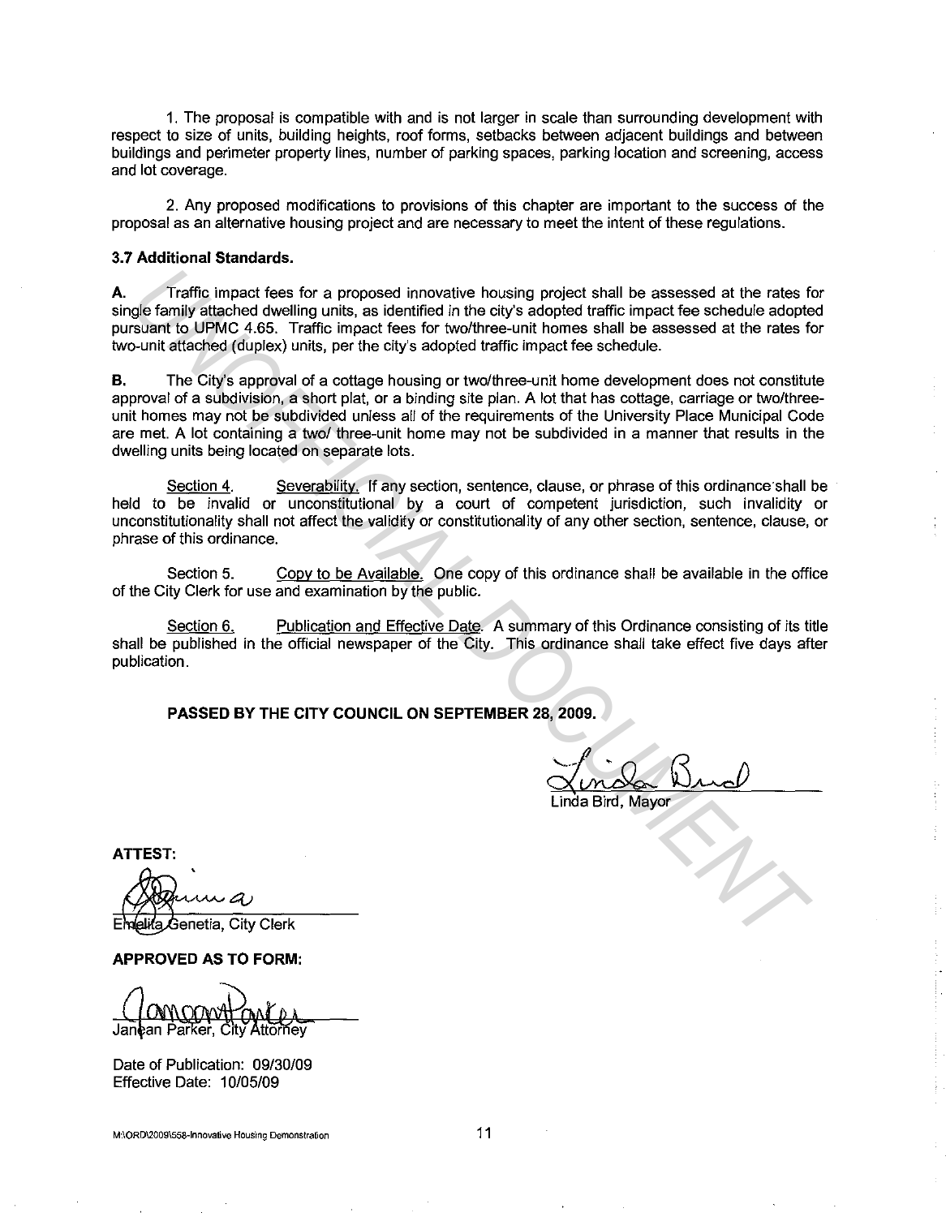1. The proposal is compatible with and is not larger in scale than surrounding development with respect to size of units, building heights, roof forms, setbacks between adjacent buildings and between buildings and perimeter property lines, number of parking spaces, parking location and screening, access and lot coverage.

2. Any proposed modifications to provisions of this chapter are important to the success of the proposal as an alternative housing project and are necessary to meet the intent of these regulations.

**3.7 Additional Standards.**

**A.** Traffic impact fees for a proposed innovative housing project shall be assessed at the rates for single family attached dwelling units, as identified in the city's adopted traffic impact fee schedule adopted pursuant to UPMC 4.65. Traffic impact fees for two/three-unit homes shall be assessed at the rates for two-unit attached (duplex) units, per the city's adopted traffic impact fee schedule.

**B.** The City's approval of a cottage housing or two/three-unit home development does not constitute approval of a subdivision, a short plat, or a binding site plan. A lot that has cottage, carriage or two/three-unit homes may not be subdivided unless all of the requirements of the University Place Municipal Code are met. A lot containing a two/ three-unit home may not be subdivided in a manner that results in the dwelling units being located on separate lots.

Section 4. Severability. If any section, sentence, clause, or phrase of this ordinance shall be held to be invalid or unconstitutional by a court of competent jurisdiction, such invalidity or unconstitutionality shall not affect the validity or constitutionality of any other section, sentence, clause, or phrase of this ordinance.

Section 5. Copy to be Available. One copy of this ordinance shall be available in the office of the City Clerk for use and examination by the public.

Section 6. Publication and Effective Date. A summary of this Ordinance consisting of its title shall be published in the official newspaper of the City. This ordinance shall take effect five days after publication.

**PASSED BY THE CITY COUNCIL ON SEPTEMBER 28, 2009.**

Linda Bird, Mayor

**ATTEST:**

Emelita Genetia, City Clerk

**APPROVED AS TO FORM:**

Janean Parker, City Attorney

Date of Publication: 09/30/09
Effective Date: 10/05/09

M:\ORD\2009\558-Innovative Housing Demonstration